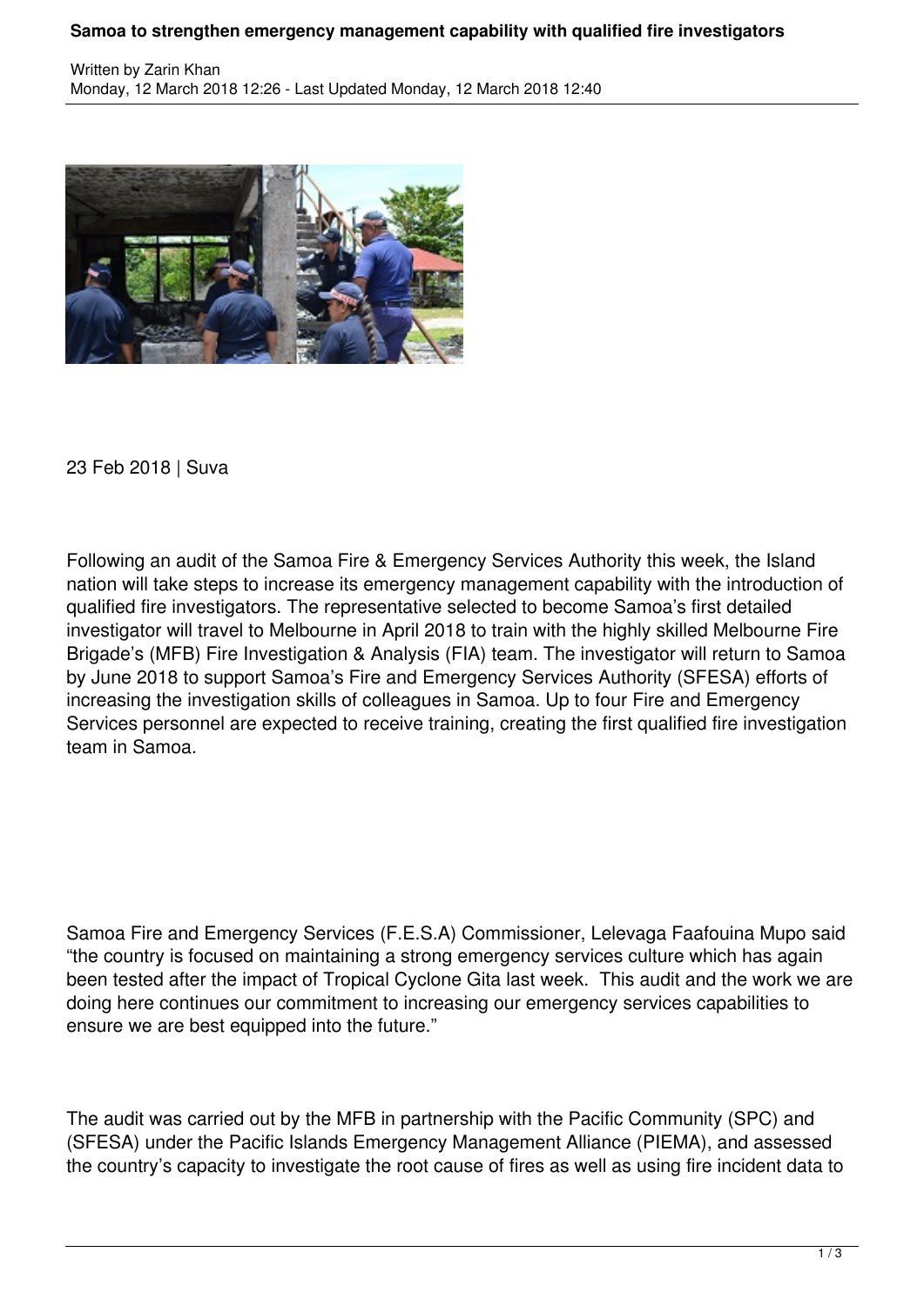# Samoa to strengthen emergency management capability with qualified fire investigators

Written by Zarin Khan
Monday, 12 March 2018 12:26 - Last Updated Monday, 12 March 2018 12:40

23 Feb 2018 | Suva

Following an audit of the Samoa Fire & Emergency Services Authority this week, the Island nation will take steps to increase its emergency management capability with the introduction of qualified fire investigators. The representative selected to become Samoa's first detailed investigator will travel to Melbourne in April 2018 to train with the highly skilled Melbourne Fire Brigade's (MFB) Fire Investigation & Analysis (FIA) team. The investigator will return to Samoa by June 2018 to support Samoa's Fire and Emergency Services Authority (SFESA) efforts of increasing the investigation skills of colleagues in Samoa. Up to four Fire and Emergency Services personnel are expected to receive training, creating the first qualified fire investigation team in Samoa.

Samoa Fire and Emergency Services (F.E.S.A) Commissioner, Lelevaga Faafouina Mupo said "the country is focused on maintaining a strong emergency services culture which has again been tested after the impact of Tropical Cyclone Gita last week. This audit and the work we are doing here continues our commitment to increasing our emergency services capabilities to ensure we are best equipped into the future."

The audit was carried out by the MFB in partnership with the Pacific Community (SPC) and (SFESA) under the Pacific Islands Emergency Management Alliance (PIEMA), and assessed the country's capacity to investigate the root cause of fires as well as using fire incident data to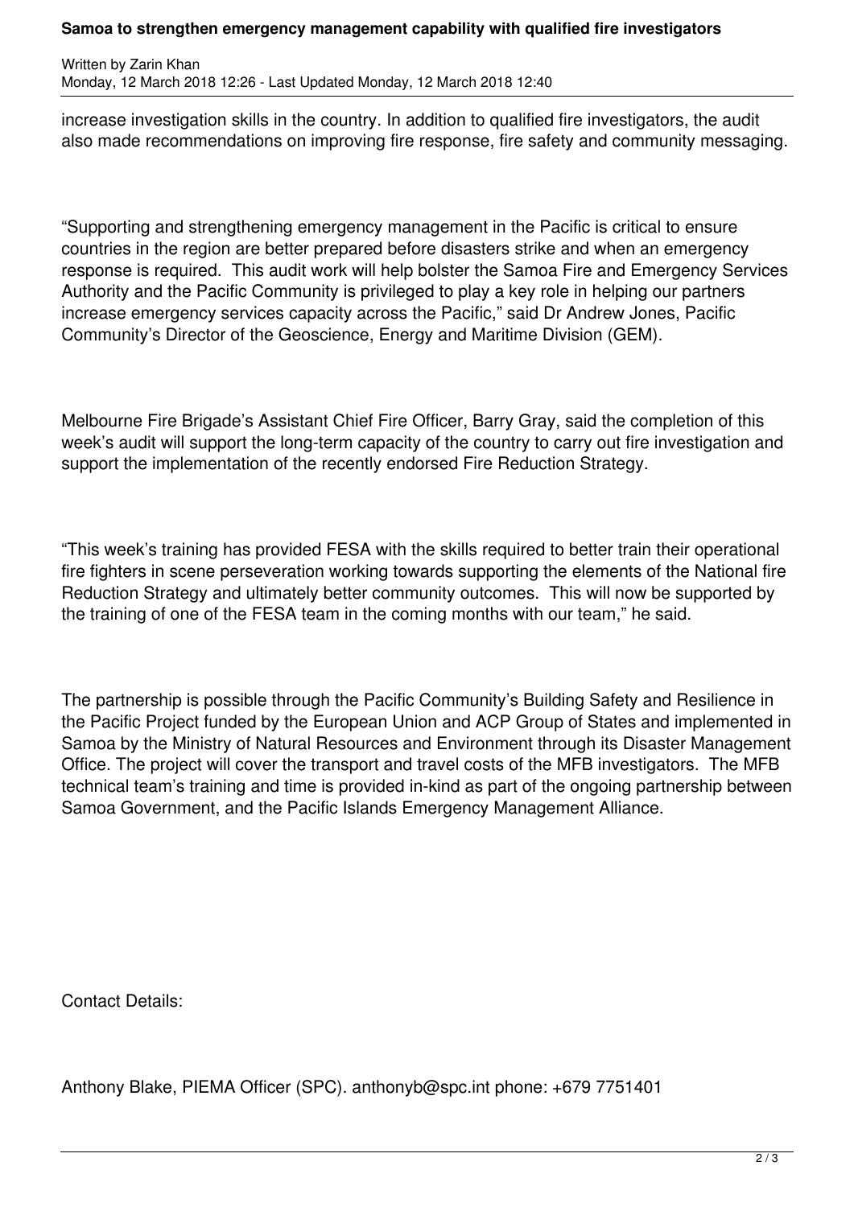increase investigation skills in the country. In addition to qualified fire investigators, the audit also made recommendations on improving fire response, fire safety and community messaging.

“Supporting and strengthening emergency management in the Pacific is critical to ensure countries in the region are better prepared before disasters strike and when an emergency response is required.  This audit work will help bolster the Samoa Fire and Emergency Services Authority and the Pacific Community is privileged to play a key role in helping our partners increase emergency services capacity across the Pacific,” said Dr Andrew Jones, Pacific Community’s Director of the Geoscience, Energy and Maritime Division (GEM).

Melbourne Fire Brigade’s Assistant Chief Fire Officer, Barry Gray, said the completion of this week’s audit will support the long-term capacity of the country to carry out fire investigation and support the implementation of the recently endorsed Fire Reduction Strategy.

“This week’s training has provided FESA with the skills required to better train their operational fire fighters in scene perseveration working towards supporting the elements of the National fire Reduction Strategy and ultimately better community outcomes.  This will now be supported by the training of one of the FESA team in the coming months with our team,” he said.

The partnership is possible through the Pacific Community’s Building Safety and Resilience in the Pacific Project funded by the European Union and ACP Group of States and implemented in Samoa by the Ministry of Natural Resources and Environment through its Disaster Management Office. The project will cover the transport and travel costs of the MFB investigators.  The MFB technical team’s training and time is provided in-kind as part of the ongoing partnership between Samoa Government, and the Pacific Islands Emergency Management Alliance.

Contact Details:

Anthony Blake, PIEMA Officer (SPC). anthonyb@spc.int phone: +679 7751401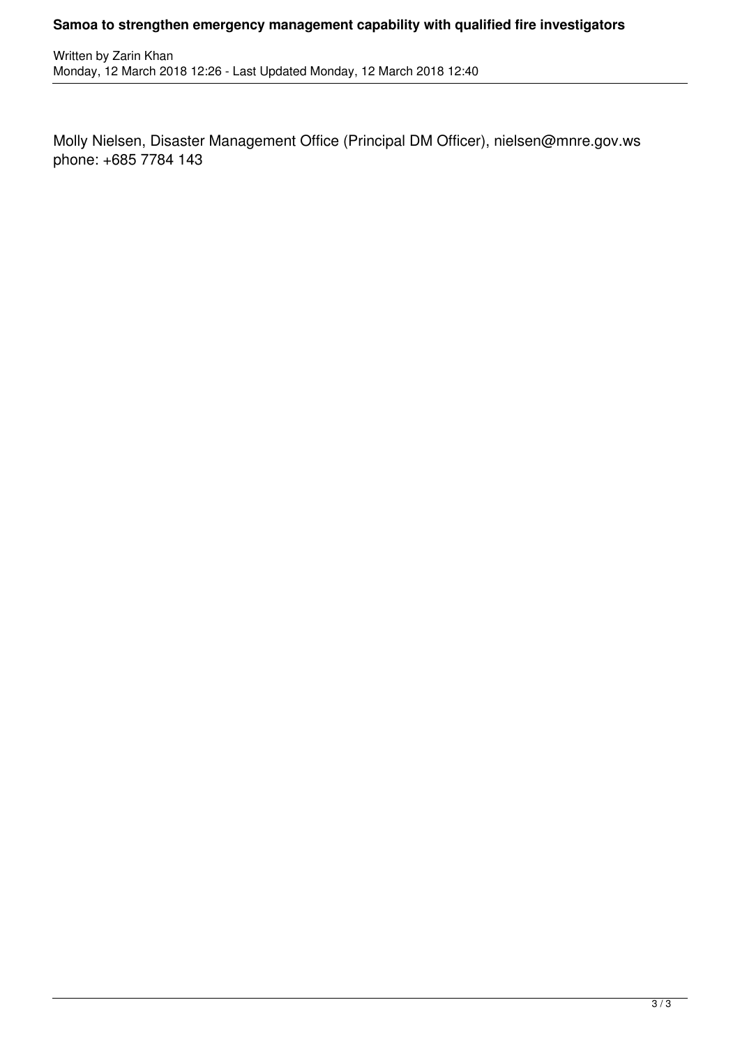Molly Nielsen, Disaster Management Office (Principal DM Officer), nielsen@mnre.gov.ws
phone: +685 7784 143